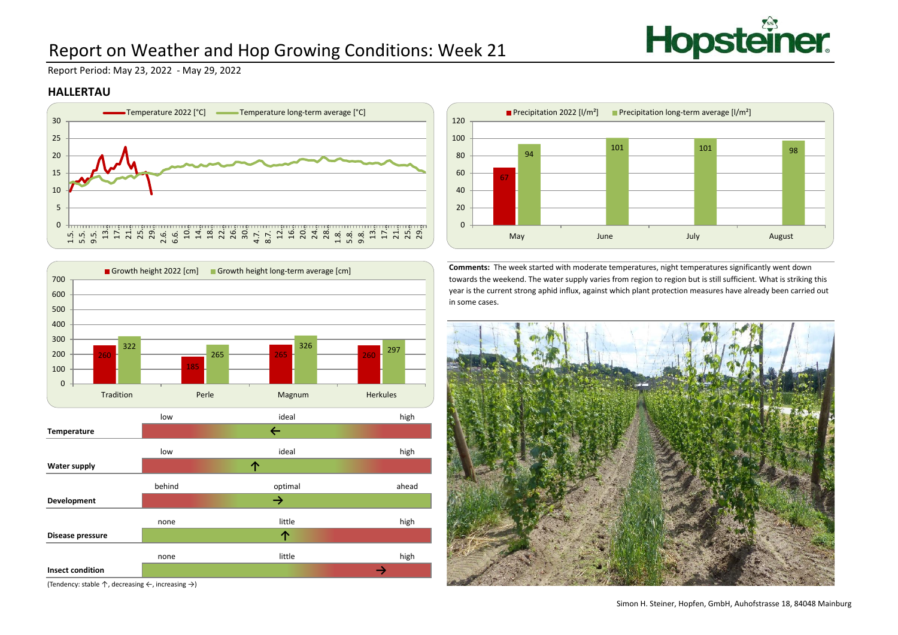# Report on Weather and Hop Growing Conditions: Week 21

Report Period: May 23, 2022 - May 29, 2022

## HALLERTAU

Temperature 2022 [°C] — Temperature long-term average [°C]

Precipitation 2022 [l/m²] — Precipitation long-term average [l/m²]

| | Precipitation 2022 [l/m²] | Precipitation long-term average [l/m²] |
|---|---|---|
| May | 67 | 94 |
| June | | 101 |
| July | | 101 |
| August | | 98 |

Growth height 2022 [cm] — Growth height long-term average [cm]

| | Growth height 2022 [cm] | Growth height long-term average [cm] |
|---|---|---|
| Tradition | 260 | 322 |
| Perle | 185 | 265 |
| Magnum | 265 | 326 |
| Herkules | 260 | 297 |

**Comments:** The week started with moderate temperatures, night temperatures significantly went down towards the weekend. The water supply varies from region to region but is still sufficient. What is striking this year is the current strong aphid influx, against which plant protection measures have already been carried out in some cases.

| | Scale | Tendency |
|---|---|---|
| **Temperature** | low – ideal – high | ← (decreasing) |
| **Water supply** | low – ideal – high | ↑ (stable) |
| **Development** | behind – optimal – ahead | → (increasing) |
| **Disease pressure** | none – little – high | ↑ (stable) |
| **Insect condition** | none – little – high | → (increasing) |

(Tendency: stable ↑, decreasing ←, increasing →)

Simon H. Steiner, Hopfen, GmbH, Auhofstrasse 18, 84048 Mainburg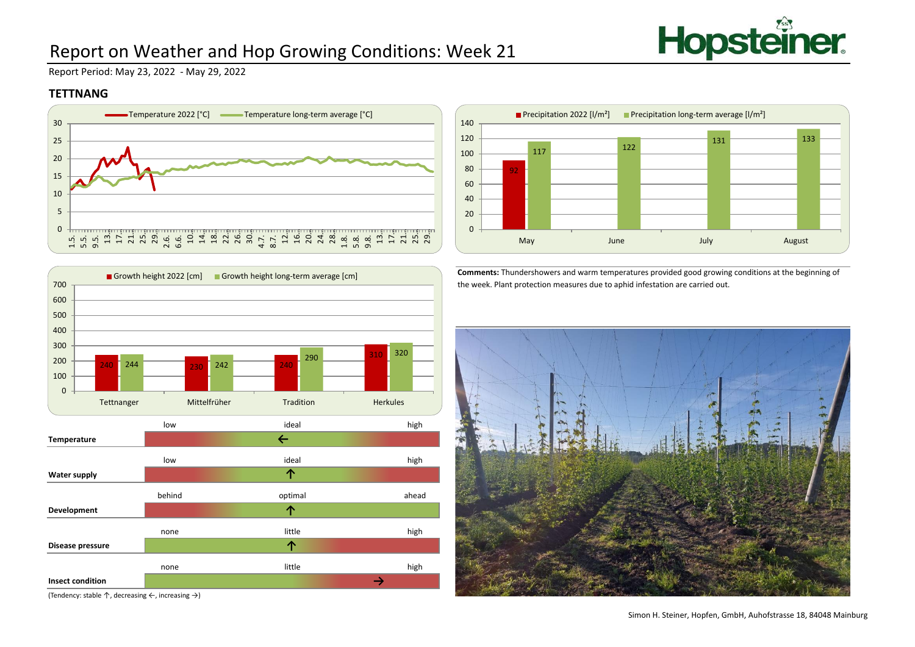# Report on Weather and Hop Growing Conditions: Week 21

Report Period: May 23, 2022 - May 29, 2022

## TETTNANG

**Precipitation [l/m²]**

| Month | Precipitation 2022 | Precipitation long-term average |
|---|---|---|
| May | 92 | 117 |
| June | | 122 |
| July | | 131 |
| August | | 133 |

**Growth height [cm]**

| Variety | Growth height 2022 | Growth height long-term average |
|---|---|---|
| Tettnanger | 240 | 244 |
| Mittelfrüher | 230 | 242 |
| Tradition | 240 | 290 |
| Herkules | 310 | 320 |

**Comments:** Thundershowers and warm temperatures provided good growing conditions at the beginning of the week. Plant protection measures due to aphid infestation are carried out.

| Parameter | Scale | Rating |
|---|---|---|
| **Temperature** | low – ideal – high | ideal, decreasing ← |
| **Water supply** | low – ideal – high | ideal, stable ↑ |
| **Development** | behind – optimal – ahead | optimal, stable ↑ |
| **Disease pressure** | none – little – high | little, stable ↑ |
| **Insect condition** | none – little – high | between little and high, increasing → |

(Tendency: stable ↑, decreasing ←, increasing →)

Simon H. Steiner, Hopfen, GmbH, Auhofstrasse 18, 84048 Mainburg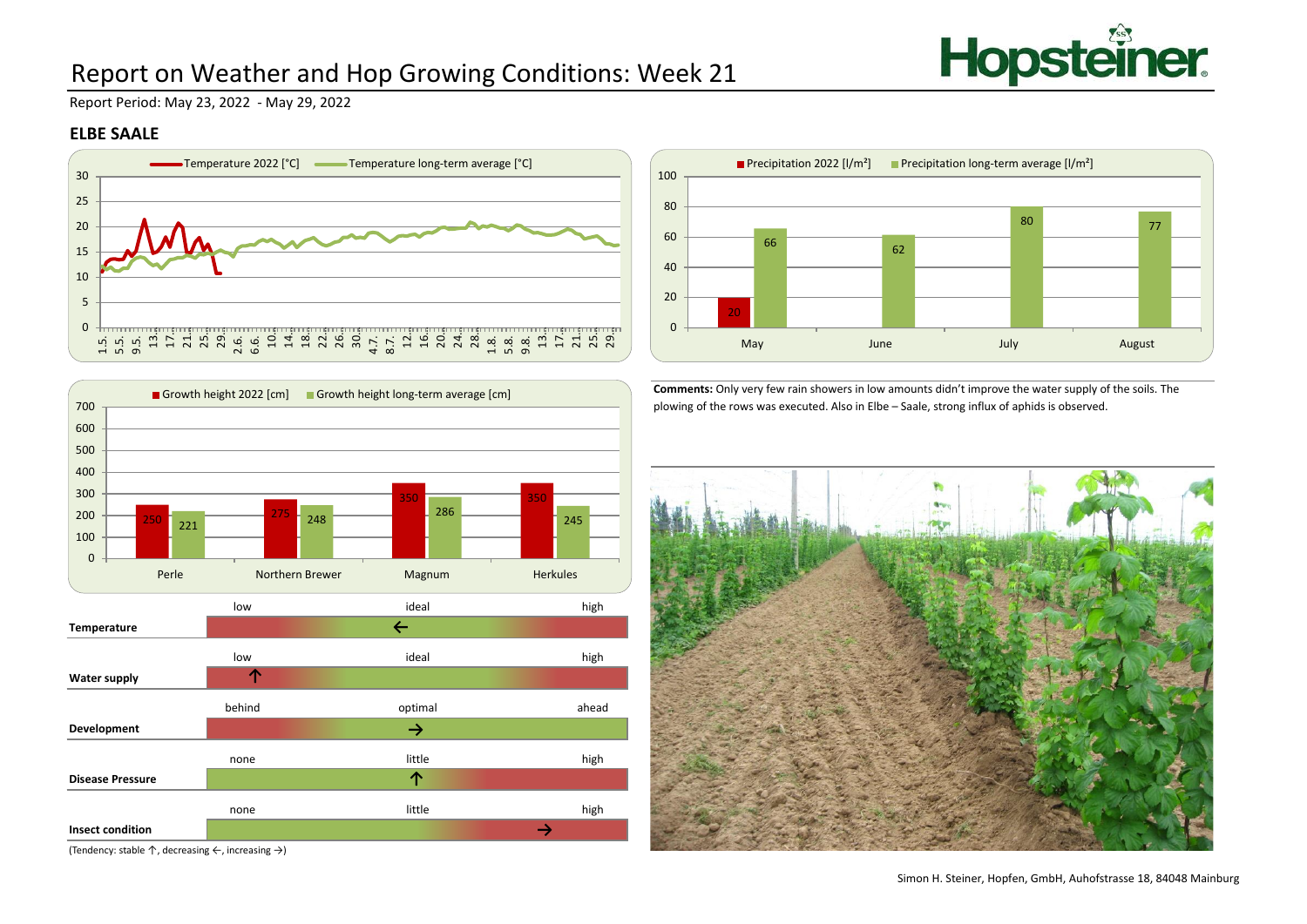# Report on Weather and Hop Growing Conditions: Week 21

Report Period: May 23, 2022 - May 29, 2022

## ELBE SAALE

Temperature 2022 [°C]
Temperature long-term average [°C]

30
25
20
15
10
5
0

1.5. 5.5. 9.5. 13. 17. 21. 25. 29. 2.6. 6.6. 10. 14. 18. 22. 26. 30. 4.7. 8.7. 12. 16. 20. 24. 28. 1.8. 5.8. 9.8. 13. 17. 21. 25. 29.

Precipitation 2022 [l/m²]
Precipitation long-term average [l/m²]

100
80
60
40
20
0

20
66
62
80
77

May
June
July
August

Growth height 2022 [cm]
Growth height long-term average [cm]

700
600
500
400
300
200
100
00

250
221
275
248
350
286
350
245

Perle
Northern Brewer
Magnum
Herkules

**Comments:** Only very few rain showers in low amounts didn't improve the water supply of the soils. The plowing of the rows was executed. Also in Elbe – Saale, strong influx of aphids is observed.

| | | | |
|---|---|---|---|
| | low | ideal | high |
| **Temperature** | | ← | |
| | low | ideal | high |
| **Water supply** | ↑ | | |
| | behind | optimal | ahead |
| **Development** | | → | |
| | none | little | high |
| **Disease Pressure** | | ↑ | |
| | none | little | high |
| **Insect condition** | | | → |

(Tendency: stable ↑, decreasing ←, increasing →)

Simon H. Steiner, Hopfen, GmbH, Auhofstrasse 18, 84048 Mainburg